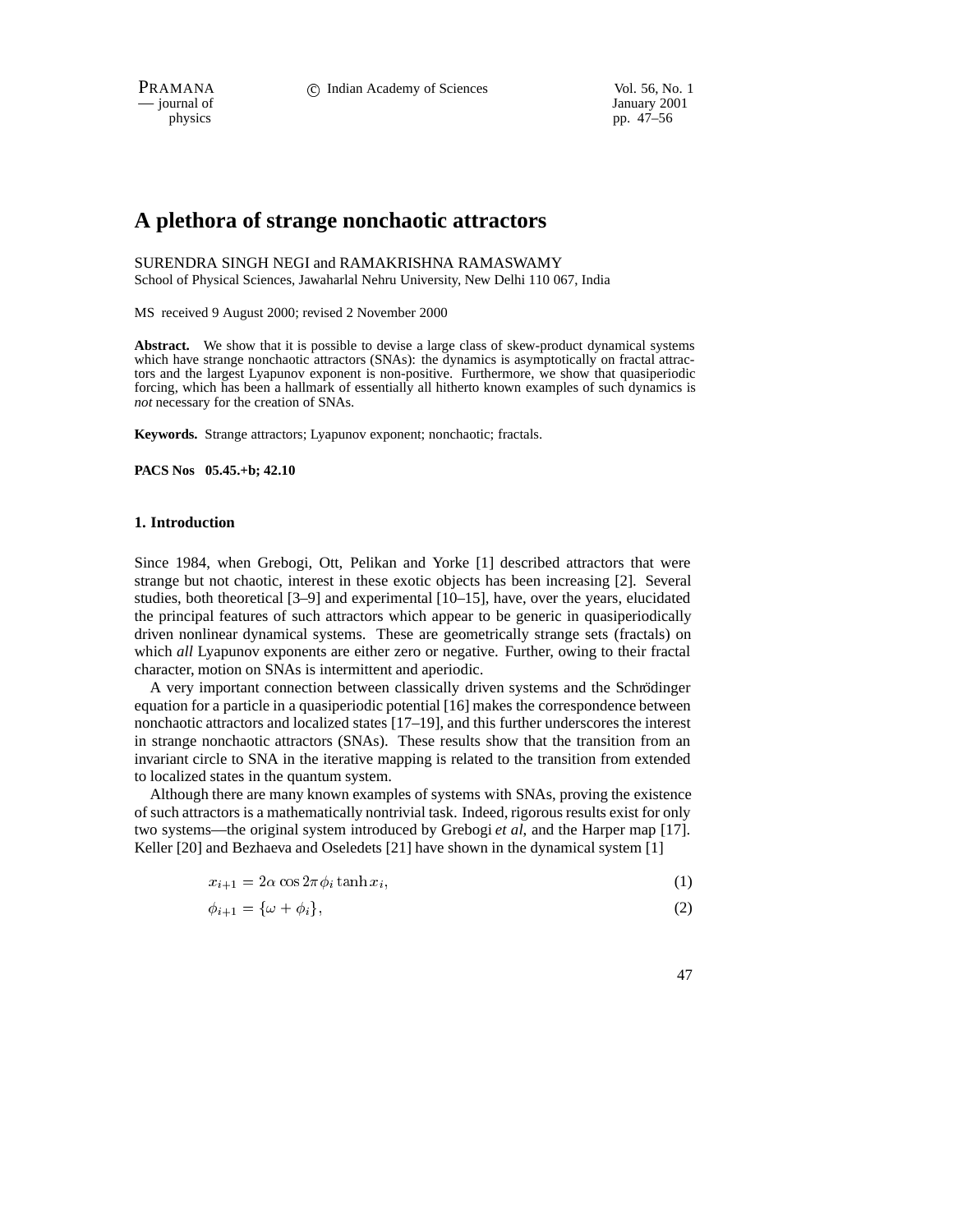# A plethora of strange nonchaotic attractors

SURENDRA SINGH NEGI and RAMAKRISHNA RAMASWAMY
School of Physical Sciences, Jawaharlal Nehru University, New Delhi 110 067, India

MS received 9 August 2000; revised 2 November 2000

**Abstract.** We show that it is possible to devise a large class of skew-product dynamical systems which have strange nonchaotic attractors (SNAs): the dynamics is asymptotically on fractal attractors and the largest Lyapunov exponent is non-positive. Furthermore, we show that quasiperiodic forcing, which has been a hallmark of essentially all hitherto known examples of such dynamics is *not* necessary for the creation of SNAs.

**Keywords.** Strange attractors; Lyapunov exponent; nonchaotic; fractals.

**PACS Nos 05.45.+b; 42.10**

## 1. Introduction

Since 1984, when Grebogi, Ott, Pelikan and Yorke [1] described attractors that were strange but not chaotic, interest in these exotic objects has been increasing [2]. Several studies, both theoretical [3–9] and experimental [10–15], have, over the years, elucidated the principal features of such attractors which appear to be generic in quasiperiodically driven nonlinear dynamical systems. These are geometrically strange sets (fractals) on which *all* Lyapunov exponents are either zero or negative. Further, owing to their fractal character, motion on SNAs is intermittent and aperiodic.

A very important connection between classically driven systems and the Schrödinger equation for a particle in a quasiperiodic potential [16] makes the correspondence between nonchaotic attractors and localized states [17–19], and this further underscores the interest in strange nonchaotic attractors (SNAs). These results show that the transition from an invariant circle to SNA in the iterative mapping is related to the transition from extended to localized states in the quantum system.

Although there are many known examples of systems with SNAs, proving the existence of such attractors is a mathematically nontrivial task. Indeed, rigorous results exist for only two systems—the original system introduced by Grebogi *et al*, and the Harper map [17]. Keller [20] and Bezhaeva and Oseledets [21] have shown in the dynamical system [1]

$$x_{i+1} = 2\alpha \cos 2\pi\phi_i \tanh x_i, \tag{1}$$

$$\phi_{i+1} = \{\omega + \phi_i\}, \tag{2}$$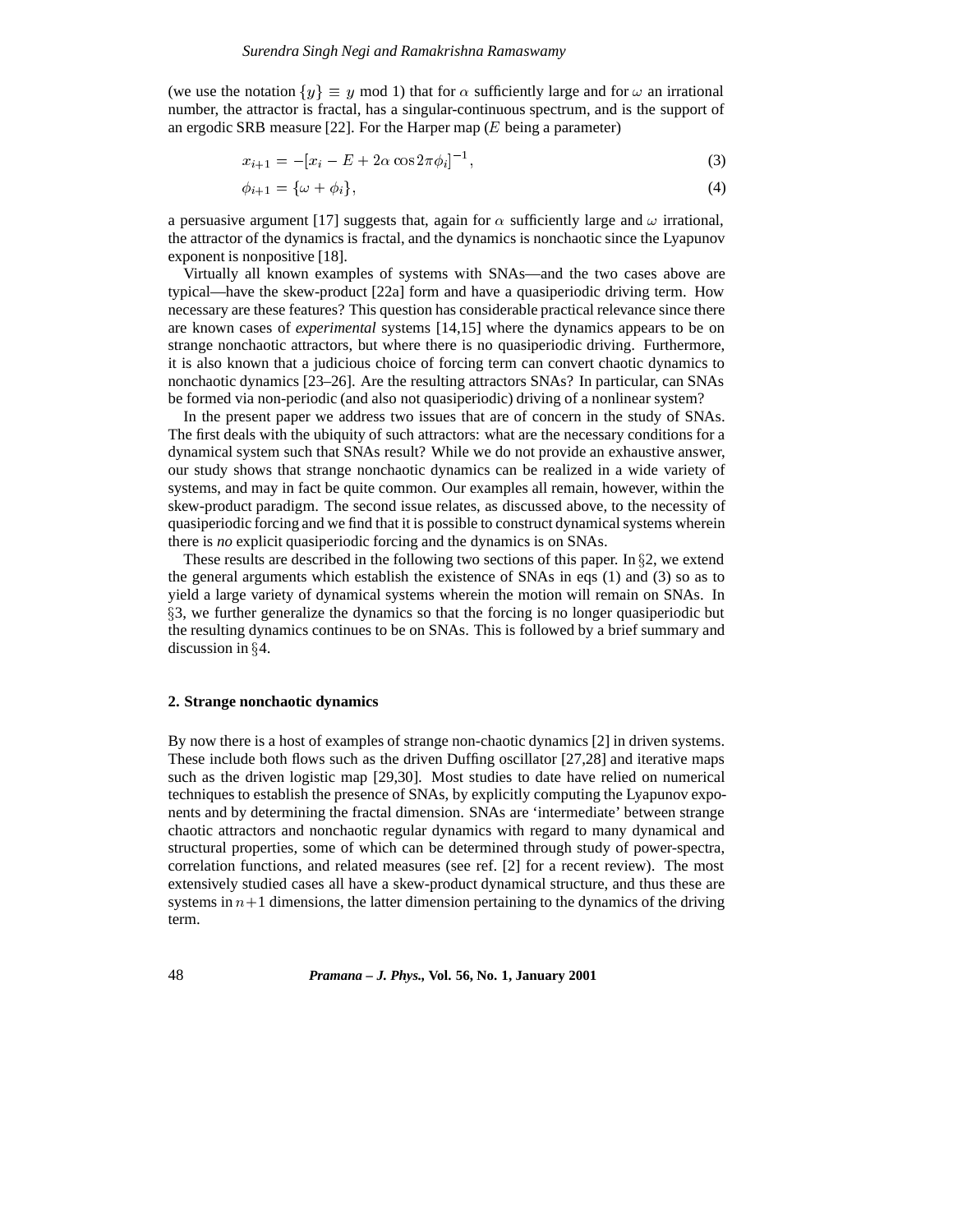(we use the notation $\{y\} \equiv y$ mod 1) that for $\alpha$ sufficiently large and for $\omega$ an irrational number, the attractor is fractal, has a singular-continuous spectrum, and is the support of an ergodic SRB measure [22]. For the Harper map ($E$ being a parameter)

$$x_{i+1} = -[x_i - E + 2\alpha \cos 2\pi\phi_i]^{-1}, \tag{3}$$

$$\phi_{i+1} = \{\omega + \phi_i\}, \tag{4}$$

a persuasive argument [17] suggests that, again for $\alpha$ sufficiently large and $\omega$ irrational, the attractor of the dynamics is fractal, and the dynamics is nonchaotic since the Lyapunov exponent is nonpositive [18].

Virtually all known examples of systems with SNAs—and the two cases above are typical—have the skew-product [22a] form and have a quasiperiodic driving term. How necessary are these features? This question has considerable practical relevance since there are known cases of *experimental* systems [14,15] where the dynamics appears to be on strange nonchaotic attractors, but where there is no quasiperiodic driving. Furthermore, it is also known that a judicious choice of forcing term can convert chaotic dynamics to nonchaotic dynamics [23–26]. Are the resulting attractors SNAs? In particular, can SNAs be formed via non-periodic (and also not quasiperiodic) driving of a nonlinear system?

In the present paper we address two issues that are of concern in the study of SNAs. The first deals with the ubiquity of such attractors: what are the necessary conditions for a dynamical system such that SNAs result? While we do not provide an exhaustive answer, our study shows that strange nonchaotic dynamics can be realized in a wide variety of systems, and may in fact be quite common. Our examples all remain, however, within the skew-product paradigm. The second issue relates, as discussed above, to the necessity of quasiperiodic forcing and we find that it is possible to construct dynamical systems wherein there is *no* explicit quasiperiodic forcing and the dynamics is on SNAs.

These results are described in the following two sections of this paper. In §2, we extend the general arguments which establish the existence of SNAs in eqs (1) and (3) so as to yield a large variety of dynamical systems wherein the motion will remain on SNAs. In §3, we further generalize the dynamics so that the forcing is no longer quasiperiodic but the resulting dynamics continues to be on SNAs. This is followed by a brief summary and discussion in §4.

## 2. Strange nonchaotic dynamics

By now there is a host of examples of strange non-chaotic dynamics [2] in driven systems. These include both flows such as the driven Duffing oscillator [27,28] and iterative maps such as the driven logistic map [29,30]. Most studies to date have relied on numerical techniques to establish the presence of SNAs, by explicitly computing the Lyapunov exponents and by determining the fractal dimension. SNAs are 'intermediate' between strange chaotic attractors and nonchaotic regular dynamics with regard to many dynamical and structural properties, some of which can be determined through study of power-spectra, correlation functions, and related measures (see ref. [2] for a recent review). The most extensively studied cases all have a skew-product dynamical structure, and thus these are systems in $n+1$ dimensions, the latter dimension pertaining to the dynamics of the driving term.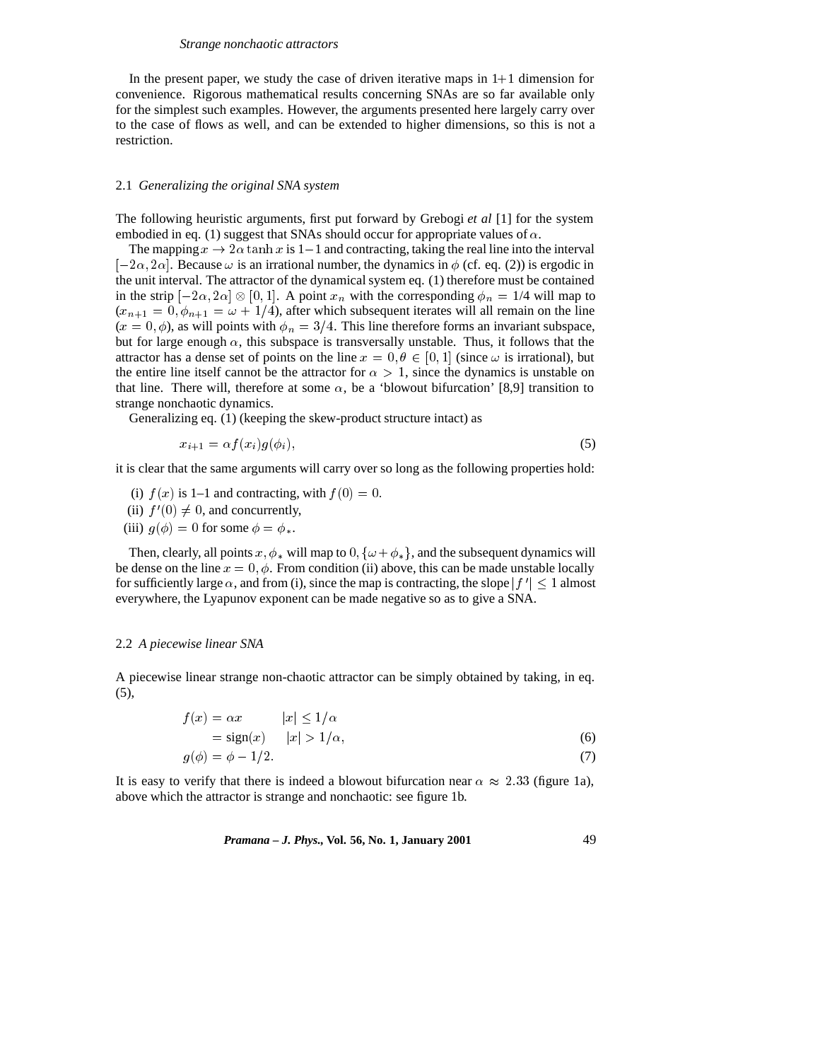In the present paper, we study the case of driven iterative maps in 1+1 dimension for convenience. Rigorous mathematical results concerning SNAs are so far available only for the simplest such examples. However, the arguments presented here largely carry over to the case of flows as well, and can be extended to higher dimensions, so this is not a restriction.

### 2.1 *Generalizing the original SNA system*

The following heuristic arguments, first put forward by Grebogi *et al* [1] for the system embodied in eq. (1) suggest that SNAs should occur for appropriate values of $\alpha$.

The mapping $x \to 2\alpha \tanh x$ is 1−1 and contracting, taking the real line into the interval $[-2\alpha, 2\alpha]$. Because $\omega$ is an irrational number, the dynamics in $\phi$ (cf. eq. (2)) is ergodic in the unit interval. The attractor of the dynamical system eq. (1) therefore must be contained in the strip $[-2\alpha, 2\alpha] \otimes [0, 1]$. A point $x_n$ with the corresponding $\phi_n = 1/4$ will map to ($x_{n+1} = 0, \phi_{n+1} = \omega + 1/4$), after which subsequent iterates will all remain on the line ($x = 0, \phi$), as will points with $\phi_n = 3/4$. This line therefore forms an invariant subspace, but for large enough $\alpha$, this subspace is transversally unstable. Thus, it follows that the attractor has a dense set of points on the line $x = 0, \theta \in [0, 1]$ (since $\omega$ is irrational), but the entire line itself cannot be the attractor for $\alpha > 1$, since the dynamics is unstable on that line. There will, therefore at some $\alpha$, be a 'blowout bifurcation' [8,9] transition to strange nonchaotic dynamics.

Generalizing eq. (1) (keeping the skew-product structure intact) as

$$x_{i+1} = \alpha f(x_i) g(\phi_i), \tag{5}$$

it is clear that the same arguments will carry over so long as the following properties hold:

(i) $f(x)$ is 1–1 and contracting, with $f(0) = 0$.
(ii) $f'(0) \neq 0$, and concurrently,
(iii) $g(\phi) = 0$ for some $\phi = \phi_*$.

Then, clearly, all points $x, \phi_*$ will map to $0, \{\omega + \phi_*\}$, and the subsequent dynamics will be dense on the line $x = 0, \phi$. From condition (ii) above, this can be made unstable locally for sufficiently large $\alpha$, and from (i), since the map is contracting, the slope $|f'| \leq 1$ almost everywhere, the Lyapunov exponent can be made negative so as to give a SNA.

### 2.2 *A piecewise linear SNA*

A piecewise linear strange non-chaotic attractor can be simply obtained by taking, in eq. (5),

$$\begin{aligned} f(x) &= \alpha x \qquad |x| \leq 1/\alpha \\ &= \text{sign}(x) \qquad |x| > 1/\alpha, \end{aligned} \tag{6}$$

$$g(\phi) = \phi - 1/2. \tag{7}$$

It is easy to verify that there is indeed a blowout bifurcation near $\alpha \approx 2.33$ (figure 1a), above which the attractor is strange and nonchaotic: see figure 1b.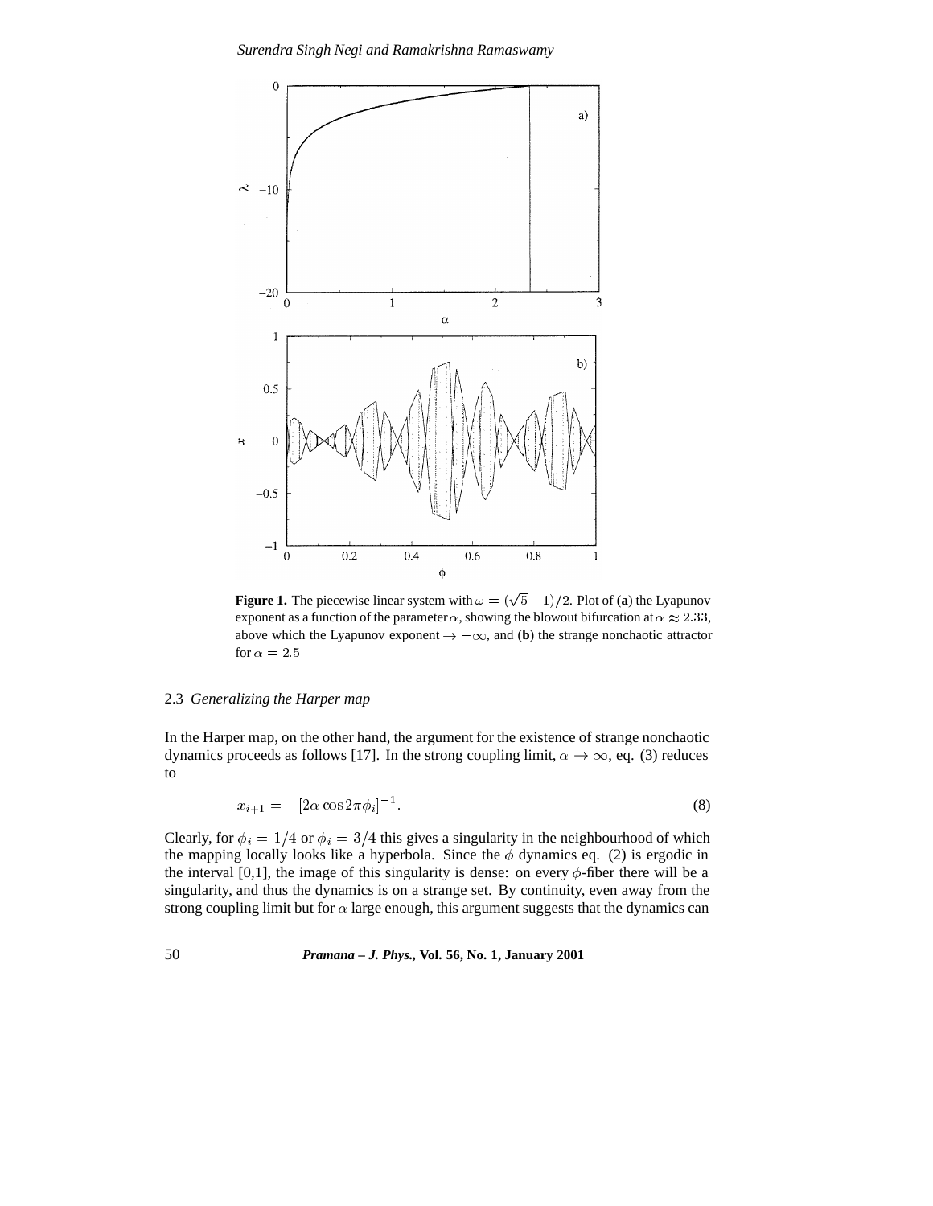**Figure 1.** The piecewise linear system with $\omega = (\sqrt{5}-1)/2$. Plot of (**a**) the Lyapunov exponent as a function of the parameter $\alpha$, showing the blowout bifurcation at $\alpha \approx 2.33$, above which the Lyapunov exponent $\to -\infty$, and (**b**) the strange nonchaotic attractor for $\alpha = 2.5$

### 2.3 *Generalizing the Harper map*

In the Harper map, on the other hand, the argument for the existence of strange nonchaotic dynamics proceeds as follows [17]. In the strong coupling limit, $\alpha \to \infty$, eq. (3) reduces to

$$x_{i+1} = -[2\alpha \cos 2\pi\phi_i]^{-1}. \tag{8}$$

Clearly, for $\phi_i = 1/4$ or $\phi_i = 3/4$ this gives a singularity in the neighbourhood of which the mapping locally looks like a hyperbola. Since the $\phi$ dynamics eq. (2) is ergodic in the interval [0,1], the image of this singularity is dense: on every $\phi$-fiber there will be a singularity, and thus the dynamics is on a strange set. By continuity, even away from the strong coupling limit but for $\alpha$ large enough, this argument suggests that the dynamics can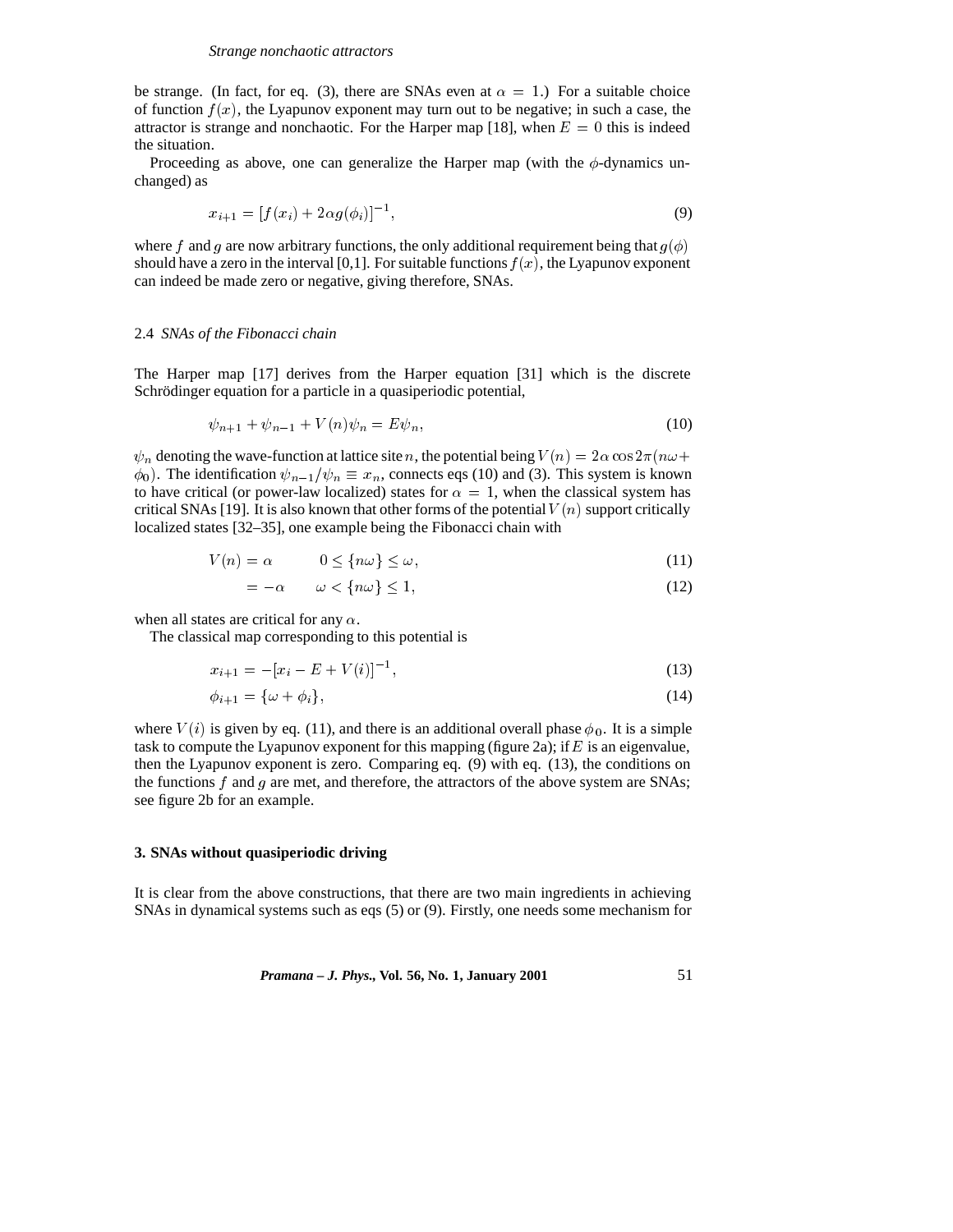be strange. (In fact, for eq. (3), there are SNAs even at $\alpha = 1$.) For a suitable choice of function $f(x)$, the Lyapunov exponent may turn out to be negative; in such a case, the attractor is strange and nonchaotic. For the Harper map [18], when $E = 0$ this is indeed the situation.

Proceeding as above, one can generalize the Harper map (with the $\phi$-dynamics unchanged) as

$$x_{i+1} = [f(x_i) + 2\alpha g(\phi_i)]^{-1}, \tag{9}$$

where $f$ and $g$ are now arbitrary functions, the only additional requirement being that $g(\phi)$ should have a zero in the interval [0,1]. For suitable functions $f(x)$, the Lyapunov exponent can indeed be made zero or negative, giving therefore, SNAs.

### 2.4 *SNAs of the Fibonacci chain*

The Harper map [17] derives from the Harper equation [31] which is the discrete Schrödinger equation for a particle in a quasiperiodic potential,

$$\psi_{n+1} + \psi_{n-1} + V(n)\psi_n = E\psi_n, \tag{10}$$

$\psi_n$ denoting the wave-function at lattice site $n$, the potential being $V(n) = 2\alpha \cos 2\pi(n\omega + \phi_0)$. The identification $\psi_{n-1}/\psi_n \equiv x_n$, connects eqs (10) and (3). This system is known to have critical (or power-law localized) states for $\alpha = 1$, when the classical system has critical SNAs [19]. It is also known that other forms of the potential $V(n)$ support critically localized states [32–35], one example being the Fibonacci chain with

$$V(n) = \alpha \qquad 0 \leq \{n\omega\} \leq \omega, \tag{11}$$

$$= -\alpha \qquad \omega < \{n\omega\} \leq 1, \tag{12}$$

when all states are critical for any $\alpha$.

The classical map corresponding to this potential is

$$x_{i+1} = -[x_i - E + V(i)]^{-1}, \tag{13}$$

$$\phi_{i+1} = \{\omega + \phi_i\}, \tag{14}$$

where $V(i)$ is given by eq. (11), and there is an additional overall phase $\phi_0$. It is a simple task to compute the Lyapunov exponent for this mapping (figure 2a); if $E$ is an eigenvalue, then the Lyapunov exponent is zero. Comparing eq. (9) with eq. (13), the conditions on the functions $f$ and $g$ are met, and therefore, the attractors of the above system are SNAs; see figure 2b for an example.

## 3. SNAs without quasiperiodic driving

It is clear from the above constructions, that there are two main ingredients in achieving SNAs in dynamical systems such as eqs (5) or (9). Firstly, one needs some mechanism for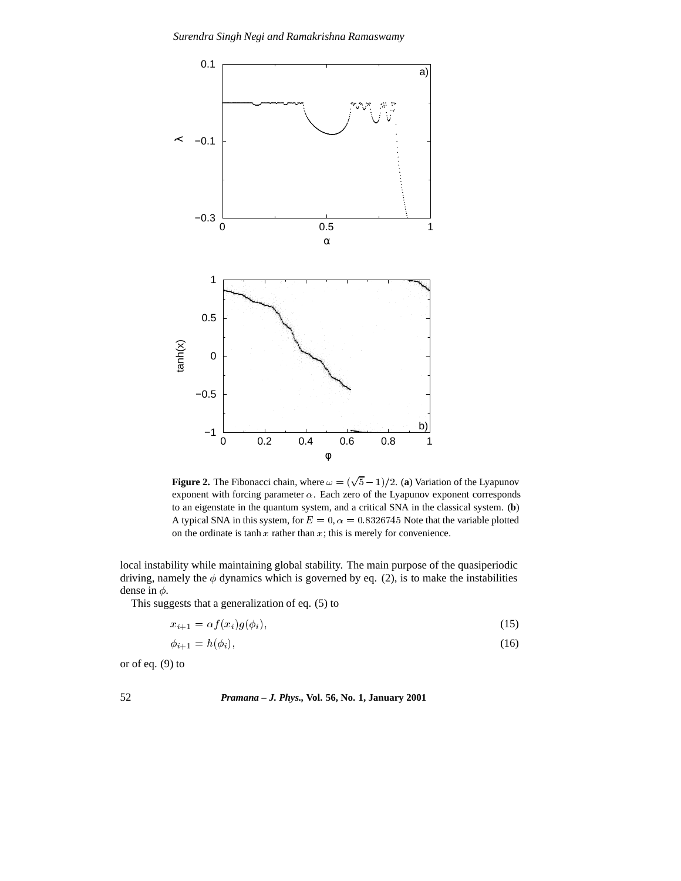**Figure 2.** The Fibonacci chain, where $\omega = (\sqrt{5}-1)/2$. (**a**) Variation of the Lyapunov exponent with forcing parameter $\alpha$. Each zero of the Lyapunov exponent corresponds to an eigenstate in the quantum system, and a critical SNA in the classical system. (**b**) A typical SNA in this system, for $E = 0, \alpha = 0.8326745$ Note that the variable plotted on the ordinate is $\tanh x$ rather than $x$; this is merely for convenience.

local instability while maintaining global stability. The main purpose of the quasiperiodic driving, namely the $\phi$ dynamics which is governed by eq. (2), is to make the instabilities dense in $\phi$.

This suggests that a generalization of eq. (5) to

$$x_{i+1} = \alpha f(x_i) g(\phi_i), \tag{15}$$

$$\phi_{i+1} = h(\phi_i), \tag{16}$$

or of eq. (9) to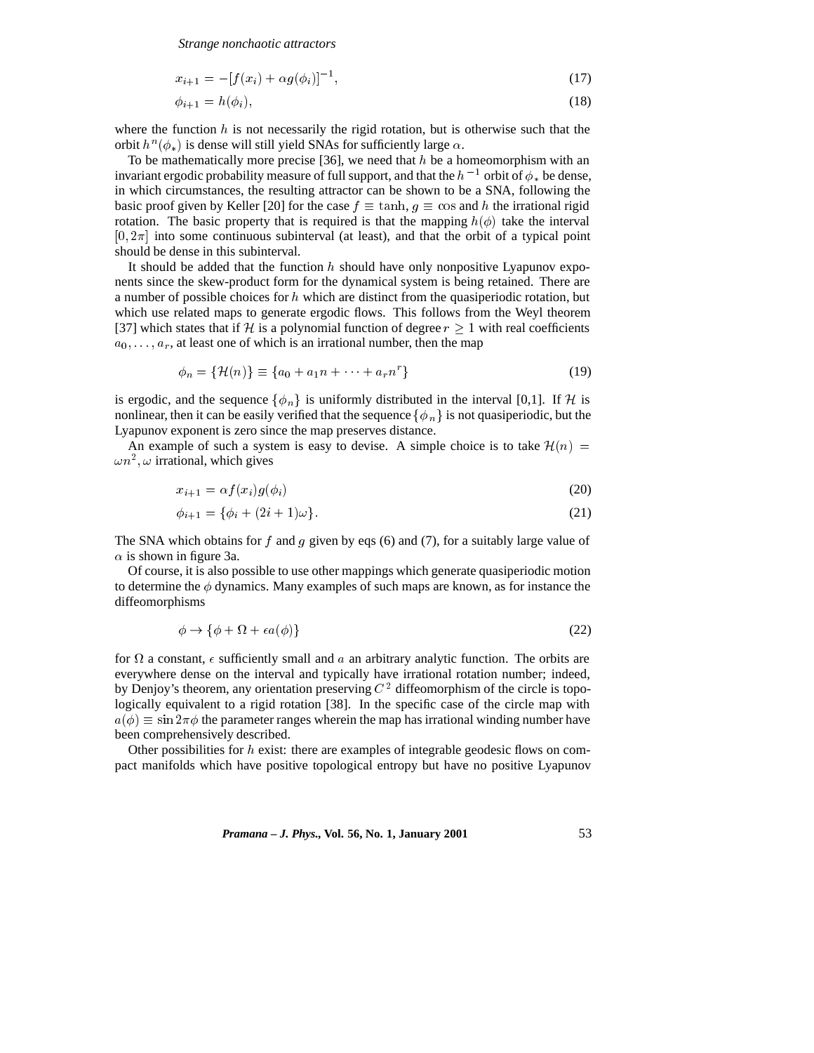$$x_{i+1} = -[f(x_i) + \alpha g(\phi_i)]^{-1}, \tag{17}$$

$$\phi_{i+1} = h(\phi_i), \tag{18}$$

where the function $h$ is not necessarily the rigid rotation, but is otherwise such that the orbit $h^n(\phi_*)$ is dense will still yield SNAs for sufficiently large $\alpha$.

To be mathematically more precise [36], we need that $h$ be a homeomorphism with an invariant ergodic probability measure of full support, and that the $h^{-1}$ orbit of $\phi_*$ be dense, in which circumstances, the resulting attractor can be shown to be a SNA, following the basic proof given by Keller [20] for the case $f \equiv \tanh$, $g \equiv \cos$ and $h$ the irrational rigid rotation. The basic property that is required is that the mapping $h(\phi)$ take the interval $[0, 2\pi]$ into some continuous subinterval (at least), and that the orbit of a typical point should be dense in this subinterval.

It should be added that the function $h$ should have only nonpositive Lyapunov exponents since the skew-product form for the dynamical system is being retained. There are a number of possible choices for $h$ which are distinct from the quasiperiodic rotation, but which use related maps to generate ergodic flows. This follows from the Weyl theorem [37] which states that if $\mathcal{H}$ is a polynomial function of degree $r \geq 1$ with real coefficients $a_0, \ldots, a_r$, at least one of which is an irrational number, then the map

$$\phi_n = \{\mathcal{H}(n)\} \equiv \{a_0 + a_1 n + \cdots + a_r n^r\} \tag{19}$$

is ergodic, and the sequence $\{\phi_n\}$ is uniformly distributed in the interval [0,1]. If $\mathcal{H}$ is nonlinear, then it can be easily verified that the sequence $\{\phi_n\}$ is not quasiperiodic, but the Lyapunov exponent is zero since the map preserves distance.

An example of such a system is easy to devise. A simple choice is to take $\mathcal{H}(n) = \omega n^2, \omega$ irrational, which gives

$$x_{i+1} = \alpha f(x_i) g(\phi_i) \tag{20}$$

$$\phi_{i+1} = \{\phi_i + (2i+1)\omega\}. \tag{21}$$

The SNA which obtains for $f$ and $g$ given by eqs (6) and (7), for a suitably large value of $\alpha$ is shown in figure 3a.

Of course, it is also possible to use other mappings which generate quasiperiodic motion to determine the $\phi$ dynamics. Many examples of such maps are known, as for instance the diffeomorphisms

$$\phi \to \{\phi + \Omega + \epsilon a(\phi)\} \tag{22}$$

for $\Omega$ a constant, $\epsilon$ sufficiently small and $a$ an arbitrary analytic function. The orbits are everywhere dense on the interval and typically have irrational rotation number; indeed, by Denjoy's theorem, any orientation preserving $C^2$ diffeomorphism of the circle is topologically equivalent to a rigid rotation [38]. In the specific case of the circle map with $a(\phi) \equiv \sin 2\pi\phi$ the parameter ranges wherein the map has irrational winding number have been comprehensively described.

Other possibilities for $h$ exist: there are examples of integrable geodesic flows on compact manifolds which have positive topological entropy but have no positive Lyapunov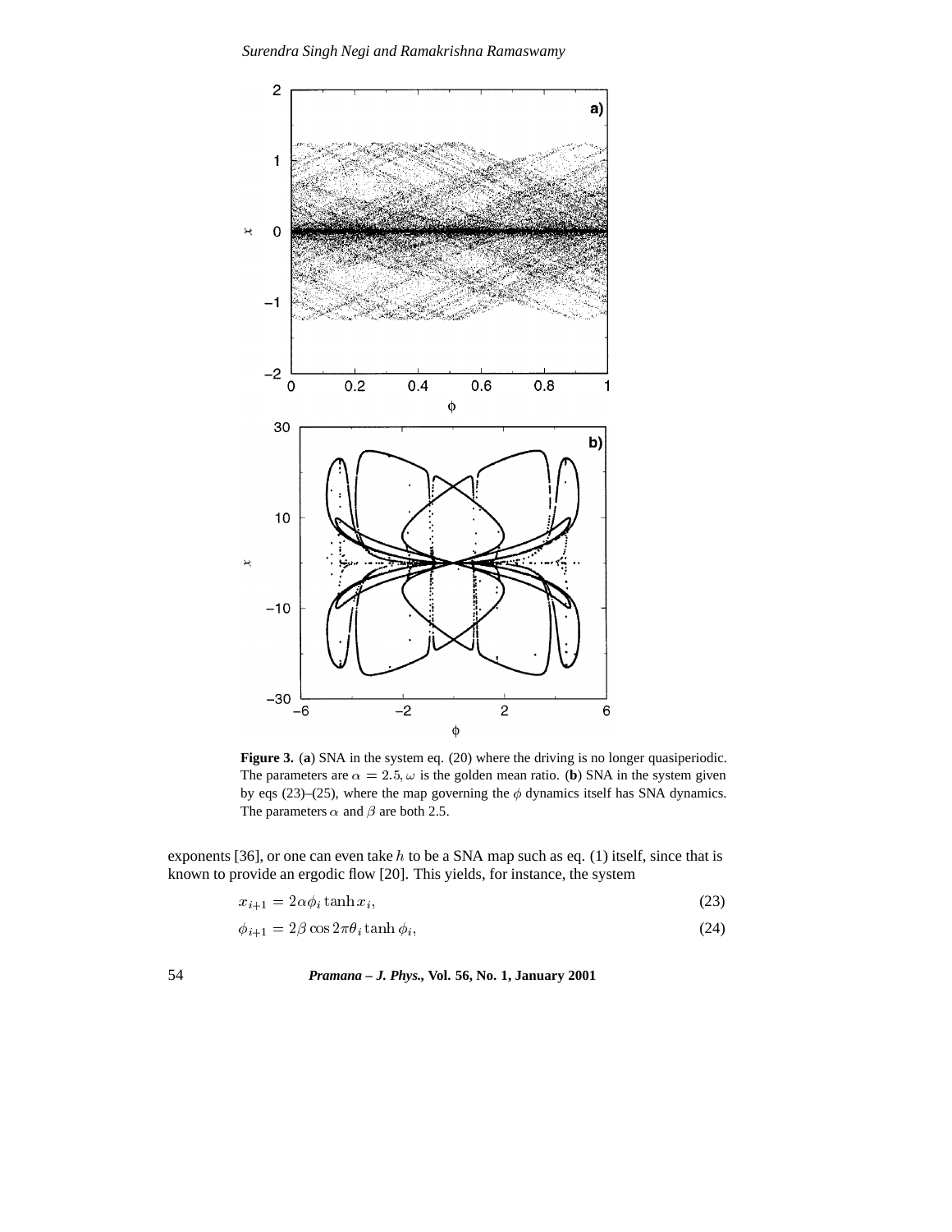**Figure 3.** (**a**) SNA in the system eq. (20) where the driving is no longer quasiperiodic. The parameters are $\alpha = 2.5, \omega$ is the golden mean ratio. (**b**) SNA in the system given by eqs (23)–(25), where the map governing the $\phi$ dynamics itself has SNA dynamics. The parameters $\alpha$ and $\beta$ are both 2.5.

exponents [36], or one can even take $h$ to be a SNA map such as eq. (1) itself, since that is known to provide an ergodic flow [20]. This yields, for instance, the system

$$x_{i+1} = 2\alpha\phi_i \tanh x_i, \tag{23}$$

$$\phi_{i+1} = 2\beta \cos 2\pi\theta_i \tanh \phi_i, \tag{24}$$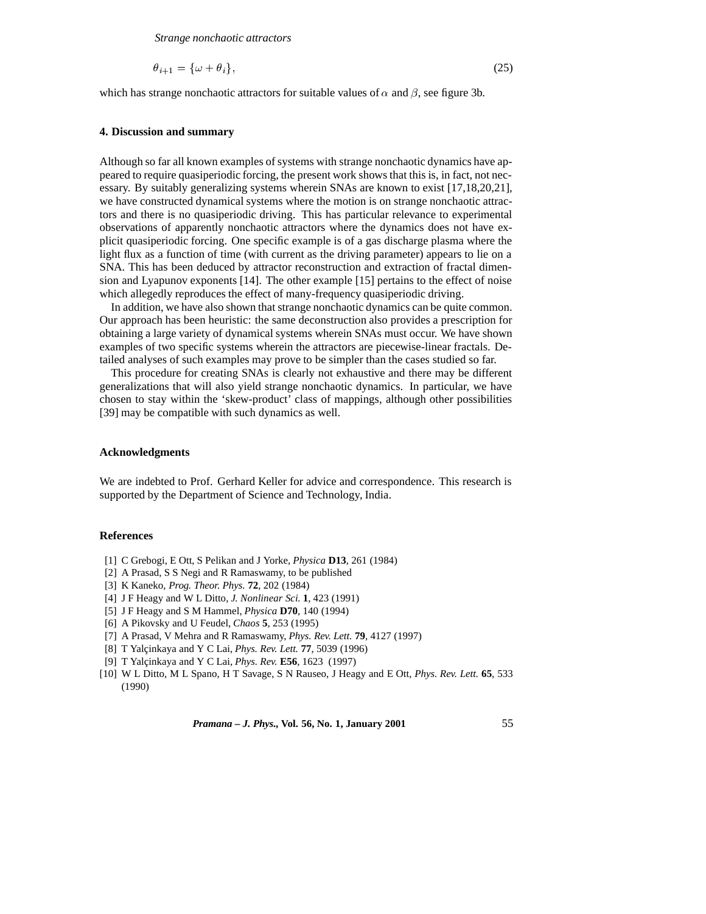$$\theta_{i+1} = \{\omega + \theta_i\}, \tag{25}$$

which has strange nonchaotic attractors for suitable values of $\alpha$ and $\beta$, see figure 3b.

## 4. Discussion and summary

Although so far all known examples of systems with strange nonchaotic dynamics have appeared to require quasiperiodic forcing, the present work shows that this is, in fact, not necessary. By suitably generalizing systems wherein SNAs are known to exist [17,18,20,21], we have constructed dynamical systems where the motion is on strange nonchaotic attractors and there is no quasiperiodic driving. This has particular relevance to experimental observations of apparently nonchaotic attractors where the dynamics does not have explicit quasiperiodic forcing. One specific example is of a gas discharge plasma where the light flux as a function of time (with current as the driving parameter) appears to lie on a SNA. This has been deduced by attractor reconstruction and extraction of fractal dimension and Lyapunov exponents [14]. The other example [15] pertains to the effect of noise which allegedly reproduces the effect of many-frequency quasiperiodic driving.

In addition, we have also shown that strange nonchaotic dynamics can be quite common. Our approach has been heuristic: the same deconstruction also provides a prescription for obtaining a large variety of dynamical systems wherein SNAs must occur. We have shown examples of two specific systems wherein the attractors are piecewise-linear fractals. Detailed analyses of such examples may prove to be simpler than the cases studied so far.

This procedure for creating SNAs is clearly not exhaustive and there may be different generalizations that will also yield strange nonchaotic dynamics. In particular, we have chosen to stay within the 'skew-product' class of mappings, although other possibilities [39] may be compatible with such dynamics as well.

## Acknowledgments

We are indebted to Prof. Gerhard Keller for advice and correspondence. This research is supported by the Department of Science and Technology, India.

## References

[1] C Grebogi, E Ott, S Pelikan and J Yorke, *Physica* **D13**, 261 (1984)
[2] A Prasad, S S Negi and R Ramaswamy, to be published
[3] K Kaneko, *Prog. Theor. Phys.* **72**, 202 (1984)
[4] J F Heagy and W L Ditto, *J. Nonlinear Sci.* **1**, 423 (1991)
[5] J F Heagy and S M Hammel, *Physica* **D70**, 140 (1994)
[6] A Pikovsky and U Feudel, *Chaos* **5**, 253 (1995)
[7] A Prasad, V Mehra and R Ramaswamy, *Phys. Rev. Lett.* **79**, 4127 (1997)
[8] T Yalçinkaya and Y C Lai, *Phys. Rev. Lett.* **77**, 5039 (1996)
[9] T Yalçinkaya and Y C Lai, *Phys. Rev.* **E56**, 1623 (1997)
[10] W L Ditto, M L Spano, H T Savage, S N Rauseo, J Heagy and E Ott, *Phys. Rev. Lett.* **65**, 533 (1990)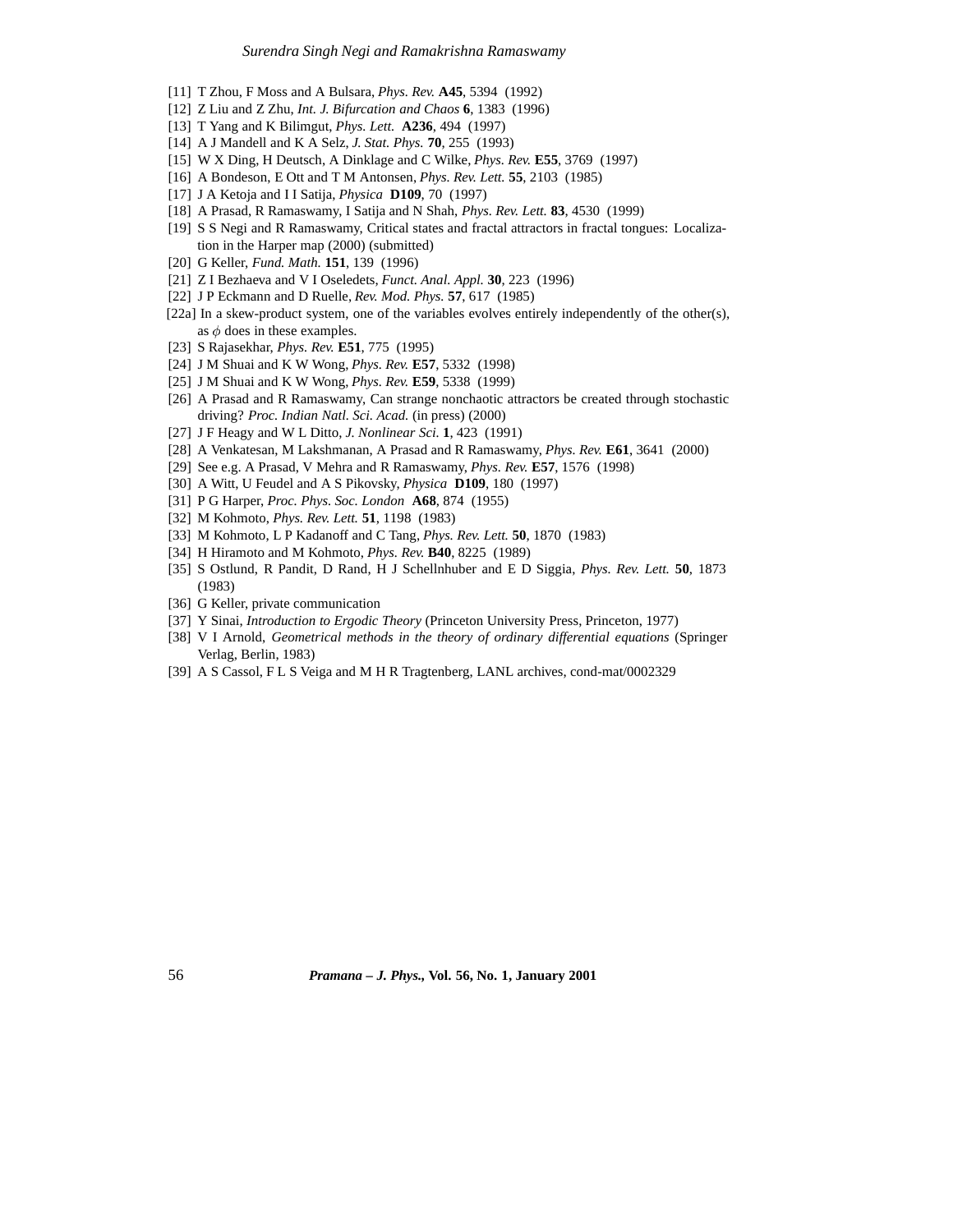[11] T Zhou, F Moss and A Bulsara, *Phys. Rev.* **A45**, 5394 (1992)
[12] Z Liu and Z Zhu, *Int. J. Bifurcation and Chaos* **6**, 1383 (1996)
[13] T Yang and K Bilimgut, *Phys. Lett.* **A236**, 494 (1997)
[14] A J Mandell and K A Selz, *J. Stat. Phys.* **70**, 255 (1993)
[15] W X Ding, H Deutsch, A Dinklage and C Wilke, *Phys. Rev.* **E55**, 3769 (1997)
[16] A Bondeson, E Ott and T M Antonsen, *Phys. Rev. Lett.* **55**, 2103 (1985)
[17] J A Ketoja and I I Satija, *Physica* **D109**, 70 (1997)
[18] A Prasad, R Ramaswamy, I Satija and N Shah, *Phys. Rev. Lett.* **83**, 4530 (1999)
[19] S S Negi and R Ramaswamy, Critical states and fractal attractors in fractal tongues: Localization in the Harper map (2000) (submitted)
[20] G Keller, *Fund. Math.* **151**, 139 (1996)
[21] Z I Bezhaeva and V I Oseledets, *Funct. Anal. Appl.* **30**, 223 (1996)
[22] J P Eckmann and D Ruelle, *Rev. Mod. Phys.* **57**, 617 (1985)
[22a] In a skew-product system, one of the variables evolves entirely independently of the other(s), as $\phi$ does in these examples.
[23] S Rajasekhar, *Phys. Rev.* **E51**, 775 (1995)
[24] J M Shuai and K W Wong, *Phys. Rev.* **E57**, 5332 (1998)
[25] J M Shuai and K W Wong, *Phys. Rev.* **E59**, 5338 (1999)
[26] A Prasad and R Ramaswamy, Can strange nonchaotic attractors be created through stochastic driving? *Proc. Indian Natl. Sci. Acad.* (in press) (2000)
[27] J F Heagy and W L Ditto, *J. Nonlinear Sci.* **1**, 423 (1991)
[28] A Venkatesan, M Lakshmanan, A Prasad and R Ramaswamy, *Phys. Rev.* **E61**, 3641 (2000)
[29] See e.g. A Prasad, V Mehra and R Ramaswamy, *Phys. Rev.* **E57**, 1576 (1998)
[30] A Witt, U Feudel and A S Pikovsky, *Physica* **D109**, 180 (1997)
[31] P G Harper, *Proc. Phys. Soc. London* **A68**, 874 (1955)
[32] M Kohmoto, *Phys. Rev. Lett.* **51**, 1198 (1983)
[33] M Kohmoto, L P Kadanoff and C Tang, *Phys. Rev. Lett.* **50**, 1870 (1983)
[34] H Hiramoto and M Kohmoto, *Phys. Rev.* **B40**, 8225 (1989)
[35] S Ostlund, R Pandit, D Rand, H J Schellnhuber and E D Siggia, *Phys. Rev. Lett.* **50**, 1873 (1983)
[36] G Keller, private communication
[37] Y Sinai, *Introduction to Ergodic Theory* (Princeton University Press, Princeton, 1977)
[38] V I Arnold, *Geometrical methods in the theory of ordinary differential equations* (Springer Verlag, Berlin, 1983)
[39] A S Cassol, F L S Veiga and M H R Tragtenberg, LANL archives, cond-mat/0002329